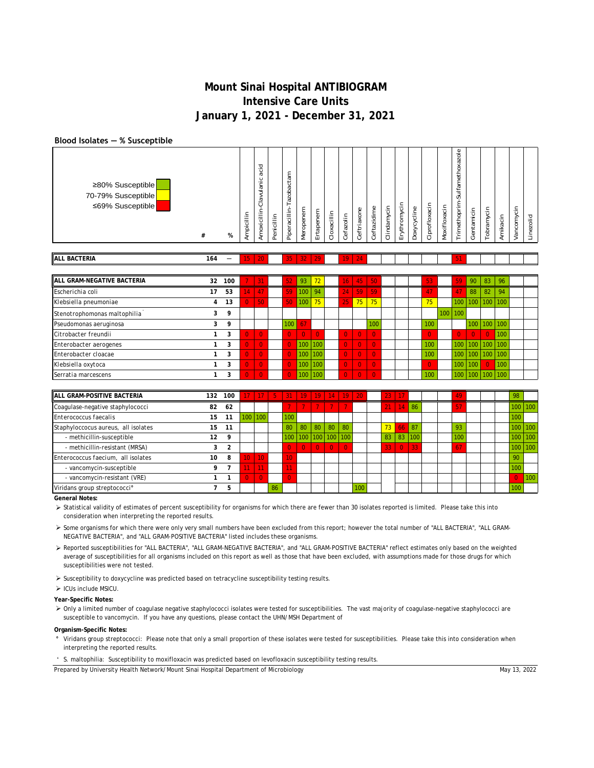# Mount Sinai Hospital ANTIBIOGRAM
## Intensive Care Units
## January 1, 2021 - December 31, 2021

### Blood Isolates — % Susceptible

Legend: ≥80% Susceptible (green); 70-79% Susceptible (yellow); ≤69% Susceptible (red)

| Organism | # | % | Ampicillin | Amoxicillin-Clavulanic acid | Penicillin | Piperacillin-Tazobactam | Meropenem | Ertapenem | Cloxacillin | Cefazolin | Ceftriaxone | Ceftazidime | Clindamycin | Erythromycin | Doxycycline | Ciprofloxacin | Moxifloxacin | Trimethoprim-Sulfamethoxazole | Gentamicin | Tobramycin | Amikacin | Vancomycin | Linezolid |
|---|---|---|---|---|---|---|---|---|---|---|---|---|---|---|---|---|---|---|---|---|---|---|---|
| **ALL BACTERIA** | 164 | — | 15 | 20 | | 35 | 32 | 29 | | 19 | 24 | | | | | | | 51 | | | | | |
| **ALL GRAM-NEGATIVE BACTERIA** | 32 | 100 | 7 | 31 | | 52 | 93 | 72 | | 16 | 45 | 50 | | | | 53 | | 59 | 90 | 83 | 96 | | |
| Escherichia coli | 17 | 53 | 14 | 47 | | 59 | 100 | 94 | | 24 | 59 | 59 | | | | 47 | | 47 | 88 | 82 | 94 | | |
| Klebsiella pneumoniae | 4 | 13 | 0 | 50 | | 50 | 100 | 75 | | 25 | 75 | 75 | | | | 75 | | 100 | 100 | 100 | 100 | | |
| Stenotrophomonas maltophilia' | 3 | 9 | | | | | | | | | | | | | | | 100 | 100 | | | | | |
| Pseudomonas aeruginosa | 3 | 9 | | | | 100 | 67 | | | | | 100 | | | | 100 | | | 100 | 100 | 100 | | |
| Citrobacter freundii | 1 | 3 | 0 | 0 | | 0 | 0 | 0 | | 0 | 0 | 0 | | | | 0 | | 0 | 0 | 0 | 100 | | |
| Enterobacter aerogenes | 1 | 3 | 0 | 0 | | 0 | 100 | 100 | | 0 | 0 | 0 | | | | 100 | | 100 | 100 | 100 | 100 | | |
| Enterobacter cloacae | 1 | 3 | 0 | 0 | | 0 | 100 | 100 | | 0 | 0 | 0 | | | | 100 | | 100 | 100 | 100 | 100 | | |
| Klebsiella oxytoca | 1 | 3 | 0 | 0 | | 0 | 100 | 100 | | 0 | 0 | 0 | | | | 0 | | 100 | 100 | 0 | 100 | | |
| Serratia marcescens | 1 | 3 | 0 | 0 | | 0 | 100 | 100 | | 0 | 0 | 0 | | | | 100 | | 100 | 100 | 100 | 100 | | |
| **ALL GRAM-POSITIVE BACTERIA** | 132 | 100 | 17 | 17 | 5 | 31 | 19 | 19 | 14 | 19 | 20 | | 23 | 17 | | | | 49 | | | | 98 | |
| Coagulase-negative staphylococci | 82 | 62 | | | | 7 | 7 | 7 | 7 | 7 | | | 21 | 14 | 86 | | | 57 | | | | 100 | 100 |
| Enterococcus faecalis | 15 | 11 | 100 | 100 | | 100 | | | | | | | | | | | | | | | | 100 | |
| Staphyloccocus aureus, all isolates | 15 | 11 | | | | 80 | 80 | 80 | 80 | 80 | | | 73 | 66 | 87 | | | 93 | | | | 100 | 100 |
| - methicillin-susceptible | 12 | 9 | | | | 100 | 100 | 100 | 100 | 100 | | | 83 | 83 | 100 | | | 100 | | | | 100 | 100 |
| - methicillin-resistant (MRSA) | 3 | 2 | | | | 0 | 0 | 0 | 0 | 0 | | | 33 | 0 | 33 | | | 67 | | | | 100 | 100 |
| Enterococcus faecium, all isolates | 10 | 8 | 10 | 10 | | 10 | | | | | | | | | | | | | | | | 90 | |
| - vancomycin-susceptible | 9 | 7 | 11 | 11 | | 11 | | | | | | | | | | | | | | | | 100 | |
| - vancomycin-resistant (VRE) | 1 | 1 | 0 | 0 | | 0 | | | | | | | | | | | | | | | | 0 | 100 |
| Viridans group streptococci° | 7 | 5 | | | 86 | | | | | | 100 | | | | | | | | | | | 100 | |

**General Notes:**

- Statistical validity of estimates of percent susceptibility for organisms for which there are fewer than 30 isolates reported is limited. Please take this into consideration when interpreting the reported results.
- Some organisms for which there were only very small numbers have been excluded from this report; however the total number of "ALL BACTERIA", "ALL GRAM-NEGATIVE BACTERIA", and "ALL GRAM-POSITIVE BACTERIA" listed includes these organisms.
- Reported susceptibilities for "ALL BACTERIA", "ALL GRAM-NEGATIVE BACTERIA", and "ALL GRAM-POSITIVE BACTERIA" reflect estimates only based on the weighted average of susceptibilities for all organisms included on this report as well as those that have been excluded, with assumptions made for those drugs for which susceptibilities were not tested.
- Susceptibility to doxycycline was predicted based on tetracycline susceptibility testing results.
- ICUs include MSICU.

**Year-Specific Notes:**

- Only a limited number of coagulase negative staphylococci isolates were tested for susceptibilities. The vast majority of coagulase-negative staphylococci are susceptible to vancomycin. If you have any questions, please contact the UHN/MSH Department of

**Organism-Specific Notes:**

° Viridans group streptococci: Please note that only a small proportion of these isolates were tested for susceptibilities. Please take this into consideration when interpreting the reported results.

' S. maltophilia: Susceptibility to moxifloxacin was predicted based on levofloxacin susceptibility testing results.

Prepared by University Health Network/Mount Sinai Hospital Department of Microbiology — May 13, 2022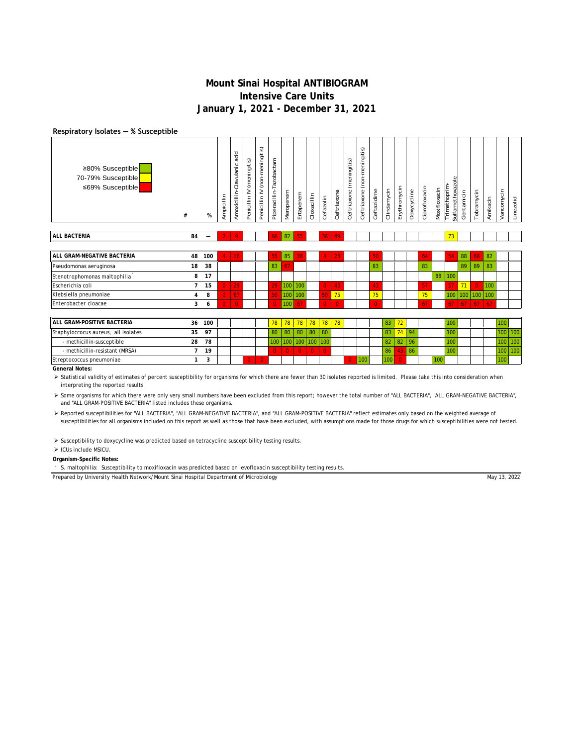# Mount Sinai Hospital ANTIBIOGRAM
## Intensive Care Units
## January 1, 2021 - December 31, 2021

**Respiratory Isolates — % Susceptible**

Legend: ≥80% Susceptible (green); 70-79% Susceptible (yellow); ≤69% Susceptible (red)

| | # | % | Ampicillin | Amoxicillin-Clavulanic acid | Penicillin IV (meningitis) | Penicillin IV (non-meningitis) | Piperacillin-Tazobactam | Meropenem | Ertapenem | Cloxacillin | Cefazolin | Ceftriaxone | Ceftriaxone (meningitis) | Ceftriaxone (non-meningitis) | Ceftazidime | Clindamycin | Erythromycin | Doxycycline | Ciprofloxacin | Moxifloxacin | Trimethoprim-Sulfamethoxazole | Gentamicin | Tobramycin | Amikacin | Vancomycin | Linezolid |
|---|---|---|---|---|---|---|---|---|---|---|---|---|---|---|---|---|---|---|---|---|---|---|---|---|---|---|
| **ALL BACTERIA** | 84 | — | 2 | 9 | | | 66 | 82 | 55 | | 36 | 49 | | | | | | | | | 73 | | | | | |
| **ALL GRAM-NEGATIVE BACTERIA** | 48 | 100 | 4 | 16 | | | 55 | 85 | 38 | | 4 | 23 | | | 50 | | | | 64 | | 54 | 88 | 68 | 82 | | |
| Pseudomonas aeruginosa | 18 | 38 | | | | | 83 | 67 | | | | | | | 83 | | | | 83 | | | 89 | 89 | 83 | | |
| Stenotrophomonas maltophilia ' | 8 | 17 | | | | | | | | | | | | | | | | | | 88 | 100 | | | | | |
| Escherichia coli | 7 | 15 | 0 | 29 | | | 29 | 100 | 100 | | 0 | 43 | | | 43 | | | | 57 | | 57 | 71 | 0 | 100 | | |
| Klebsiella pneumoniae | 4 | 8 | 0 | 67 | | | 50 | 100 | 100 | | 50 | 75 | | | 75 | | | | 75 | | 100 | 100 | 100 | 100 | | |
| Enterobacter cloacae | 3 | 6 | 0 | 0 | | | 0 | 100 | 67 | | 0 | 0 | | | 0 | | | | 67 | | 67 | 67 | 67 | 67 | | |
| **ALL GRAM-POSITIVE BACTERIA** | 36 | 100 | | | | | 78 | 78 | 78 | 78 | 78 | 78 | | | | 83 | 72 | | | | 100 | | | | 100 | |
| Staphyloccocus aureus, all isolates | 35 | 97 | | | | | 80 | 80 | 80 | 80 | 80 | | | | | 83 | 74 | 94 | | | 100 | | | | 100 | 100 |
| - methicillin-susceptible | 28 | 78 | | | | | 100 | 100 | 100 | 100 | 100 | | | | | 82 | 82 | 96 | | | 100 | | | | 100 | 100 |
| - methicillin-resistant (MRSA) | 7 | 19 | | | | | 0 | 0 | 0 | 0 | 0 | | | | | 86 | 43 | 86 | | | 100 | | | | 100 | 100 |
| Streptococcus pneumoniae | 1 | 3 | | | 0 | 0 | | | | | | | 0 | 100 | | 100 | 0 | | | 100 | | | | | 100 | |

**General Notes:**

- Statistical validity of estimates of percent susceptibility for organisms for which there are fewer than 30 isolates reported is limited. Please take this into consideration when interpreting the reported results.
- Some organisms for which there were only very small numbers have been excluded from this report; however the total number of "ALL BACTERIA", "ALL GRAM-NEGATIVE BACTERIA", and "ALL GRAM-POSITIVE BACTERIA" listed includes these organisms.
- Reported susceptibilities for "ALL BACTERIA", "ALL GRAM-NEGATIVE BACTERIA", and "ALL GRAM-POSITIVE BACTERIA" reflect estimates only based on the weighted average of susceptibilities for all organisms included on this report as well as those that have been excluded, with assumptions made for those drugs for which susceptibilities were not tested.
- Susceptibility to doxycycline was predicted based on tetracycline susceptibility testing results.
- ICUs include MSICU.

**Organism-Specific Notes:**

' S. maltophilia: Susceptibility to moxifloxacin was predicted based on levofloxacin susceptibility testing results.

Prepared by University Health Network/Mount Sinai Hospital Department of Microbiology — May 13, 2022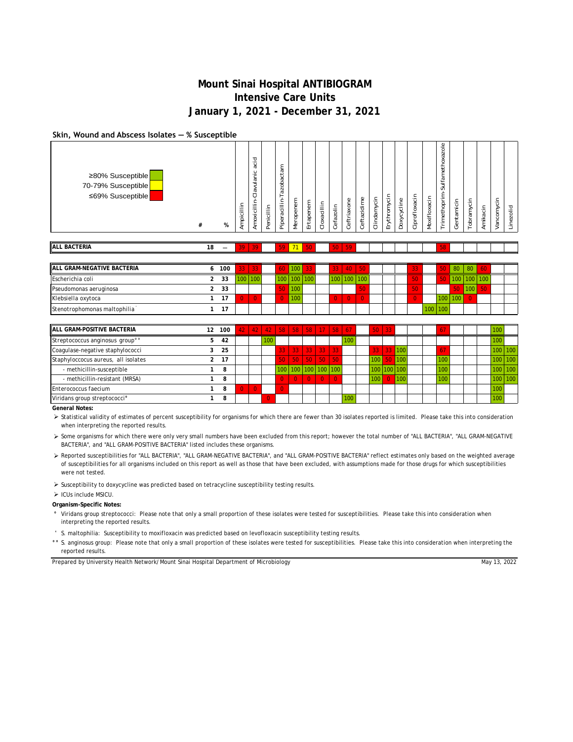# Mount Sinai Hospital ANTIBIOGRAM
## Intensive Care Units
## January 1, 2021 - December 31, 2021

### Skin, Wound and Abscess Isolates — % Susceptible

≥80% Susceptible (green)
70-79% Susceptible (yellow)
≤69% Susceptible (red)

| | # | % | Ampicillin | Amoxicillin-Clavulanic acid | Penicillin | Piperacillin-Tazobactam | Meropenem | Ertapenem | Cloxacillin | Cefazolin | Ceftriaxone | Ceftazidime | Clindamycin | Erythromycin | Doxycycline | Ciprofloxacin | Moxifloxacin | Trimethoprim-Sulfamethoxazole | Gentamicin | Tobramycin | Amikacin | Vancomycin | Linezolid |
|---|---|---|---|---|---|---|---|---|---|---|---|---|---|---|---|---|---|---|---|---|---|---|---|
| **ALL BACTERIA** | 18 | — | 39 | 39 | | 59 | 71 | 50 | | 50 | 59 | | | | | | | 58 | | | | | |
| **ALL GRAM-NEGATIVE BACTERIA** | 6 | 100 | 33 | 33 | | 60 | 100 | 33 | | 33 | 40 | 50 | | | | 33 | | 50 | 80 | 80 | 60 | | |
| Escherichia coli | 2 | 33 | 100 | 100 | | 100 | 100 | 100 | | 100 | 100 | 100 | | | | 50 | | 50 | 100 | 100 | 100 | | |
| Pseudomonas aeruginosa | 2 | 33 | | | | 50 | 100 | | | | | 50 | | | | 50 | | | 50 | 100 | 50 | | |
| Klebsiella oxytoca | 1 | 17 | 0 | 0 | | 0 | 100 | | | 0 | 0 | 0 | | | | 0 | | 100 | 100 | 0 | | | |
| Stenotrophomonas maltophilia' | 1 | 17 | | | | | | | | | | | | | | | 100 | 100 | | | | | |
| **ALL GRAM-POSITIVE BACTERIA** | 12 | 100 | 42 | 42 | 42 | 58 | 58 | 58 | 17 | 58 | 67 | | 50 | 33 | | | | 67 | | | | 100 | |
| Streptococcus anginosus group°° | 5 | 42 | | | 100 | | | | | | 100 | | | | | | | | | | | 100 | |
| Coagulase-negative staphylococci | 3 | 25 | | | | 33 | 33 | 33 | 33 | 33 | | | 33 | 33 | 100 | | | 67 | | | | 100 | 100 |
| Staphyloccocus aureus, all isolates | 2 | 17 | | | | 50 | 50 | 50 | 50 | 50 | | | 100 | 50 | 100 | | | 100 | | | | 100 | 100 |
| - methicillin-susceptible | 1 | 8 | | | | 100 | 100 | 100 | 100 | 100 | | | 100 | 100 | 100 | | | 100 | | | | 100 | 100 |
| - methicillin-resistant (MRSA) | 1 | 8 | | | | 0 | 0 | 0 | 0 | 0 | | | 100 | 0 | 100 | | | 100 | | | | 100 | 100 |
| Enterococcus faecium | 1 | 8 | 0 | 0 | | 0 | | | | | | | | | | | | | | | | 100 | |
| Viridans group streptococci° | 1 | 8 | | | 0 | | | | | | 100 | | | | | | | | | | | 100 | |

**General Notes:**

- Statistical validity of estimates of percent susceptibility for organisms for which there are fewer than 30 isolates reported is limited. Please take this into consideration when interpreting the reported results.
- Some organisms for which there were only very small numbers have been excluded from this report; however the total number of "ALL BACTERIA", "ALL GRAM-NEGATIVE BACTERIA", and "ALL GRAM-POSITIVE BACTERIA" listed includes these organisms.
- Reported susceptibilities for "ALL BACTERIA", "ALL GRAM-NEGATIVE BACTERIA", and "ALL GRAM-POSITIVE BACTERIA" reflect estimates only based on the weighted average of susceptibilities for all organisms included on this report as well as those that have been excluded, with assumptions made for those drugs for which susceptibilities were not tested.
- Susceptibility to doxycycline was predicted based on tetracycline susceptibility testing results.
- ICUs include MSICU.

**Organism-Specific Notes:**

° Viridans group streptococci: Please note that only a small proportion of these isolates were tested for susceptibilities. Please take this into consideration when interpreting the reported results.

' S. maltophilia: Susceptibility to moxifloxacin was predicted based on levofloxacin susceptibility testing results.

°° S. anginosus group: Please note that only a small proportion of these isolates were tested for susceptibilities. Please take this into consideration when interpreting the reported results.

Prepared by University Health Network/Mount Sinai Hospital Department of Microbiology — May 13, 2022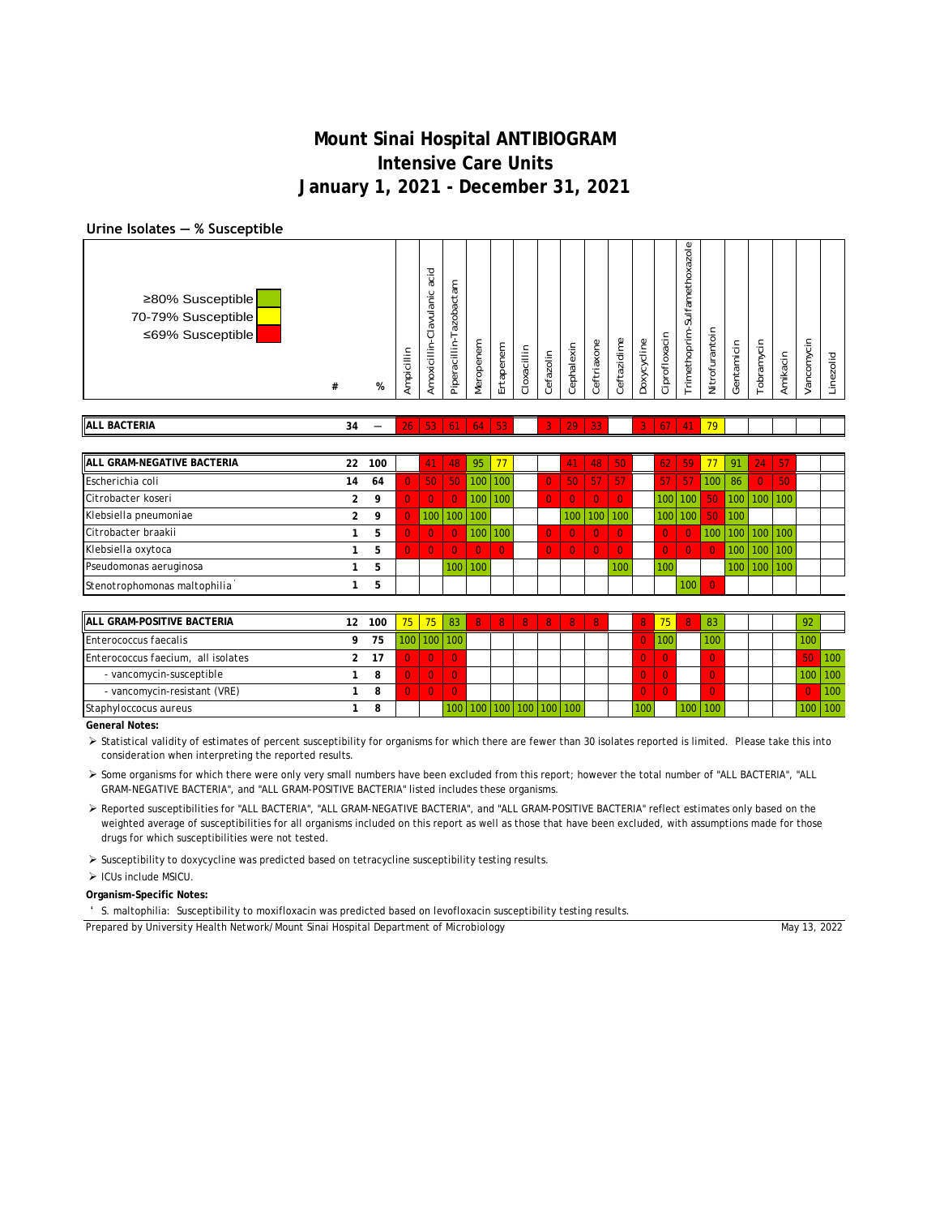# Mount Sinai Hospital ANTIBIOGRAM
# Intensive Care Units
# January 1, 2021 - December 31, 2021

## Urine Isolates — % Susceptible

≥80% Susceptible
70-79% Susceptible
≤69% Susceptible

| | # | % | Ampicillin | Amoxicillin-Clavulanic acid | Piperacillin-Tazobactam | Meropenem | Ertapenem | Cloxacillin | Cefazolin | Cephalexin | Ceftriaxone | Ceftazidime | Doxycycline | Ciprofloxacin | Trimethoprim-Sulfamethoxazole | Nitrofurantoin | Gentamicin | Tobramycin | Amikacin | Vancomycin | Linezolid |
|---|---|---|---|---|---|---|---|---|---|---|---|---|---|---|---|---|---|---|---|---|---|
| **ALL BACTERIA** | 34 | — | 26 | 53 | 61 | 64 | 53 | | 3 | 29 | 33 | | 3 | 67 | 41 | 79 | | | | | |
| **ALL GRAM-NEGATIVE BACTERIA** | 22 | 100 | | 41 | 48 | 95 | 77 | | | 41 | 48 | 50 | | 62 | 59 | 77 | 91 | 24 | 57 | | |
| Escherichia coli | 14 | 64 | 0 | 50 | 50 | 100 | 100 | | 0 | 50 | 57 | 57 | | 57 | 57 | 100 | 86 | 0 | 50 | | |
| Citrobacter koseri | 2 | 9 | 0 | 0 | 0 | 100 | 100 | | 0 | 0 | 0 | 0 | | 100 | 100 | 50 | 100 | 100 | 100 | | |
| Klebsiella pneumoniae | 2 | 9 | 0 | 100 | 100 | 100 | | | | 100 | 100 | 100 | | 100 | 100 | 50 | 100 | | | | |
| Citrobacter braakii | 1 | 5 | 0 | 0 | 0 | 100 | 100 | | 0 | 0 | 0 | 0 | | 0 | 0 | 100 | 100 | 100 | 100 | | |
| Klebsiella oxytoca | 1 | 5 | 0 | 0 | 0 | 0 | 0 | | 0 | 0 | 0 | 0 | | 0 | 0 | 0 | 100 | 100 | 100 | | |
| Pseudomonas aeruginosa | 1 | 5 | | | 100 | 100 | | | | | | 100 | | 100 | | | 100 | 100 | 100 | | |
| Stenotrophomonas maltophilia ‘ | 1 | 5 | | | | | | | | | | | | | 100 | 0 | | | | | |
| **ALL GRAM-POSITIVE BACTERIA** | 12 | 100 | 75 | 75 | 83 | 8 | 8 | 8 | 8 | 8 | 8 | | 8 | 75 | 8 | 83 | | | | 92 | |
| Enterococcus faecalis | 9 | 75 | 100 | 100 | 100 | | | | | | | | 0 | 100 | | 100 | | | | 100 | |
| Enterococcus faecium, all isolates | 2 | 17 | 0 | 0 | 0 | | | | | | | | 0 | 0 | | 0 | | | | 50 | 100 |
| - vancomycin-susceptible | 1 | 8 | 0 | 0 | 0 | | | | | | | | 0 | 0 | | 0 | | | | 100 | 100 |
| - vancomycin-resistant (VRE) | 1 | 8 | 0 | 0 | 0 | | | | | | | | 0 | 0 | | 0 | | | | 0 | 100 |
| Staphyloccocus aureus | 1 | 8 | | | 100 | 100 | 100 | 100 | 100 | 100 | | | 100 | | 100 | 100 | | | | 100 | 100 |

**General Notes:**

- Statistical validity of estimates of percent susceptibility for organisms for which there are fewer than 30 isolates reported is limited. Please take this into consideration when interpreting the reported results.
- Some organisms for which there were only very small numbers have been excluded from this report; however the total number of "ALL BACTERIA", "ALL GRAM-NEGATIVE BACTERIA", and "ALL GRAM-POSITIVE BACTERIA" listed includes these organisms.
- Reported susceptibilities for "ALL BACTERIA", "ALL GRAM-NEGATIVE BACTERIA", and "ALL GRAM-POSITIVE BACTERIA" reflect estimates only based on the weighted average of susceptibilities for all organisms included on this report as well as those that have been excluded, with assumptions made for those drugs for which susceptibilities were not tested.
- Susceptibility to doxycycline was predicted based on tetracycline susceptibility testing results.
- ICUs include MSICU.

**Organism-Specific Notes:**

‘ S. maltophilia: Susceptibility to moxifloxacin was predicted based on levofloxacin susceptibility testing results.

Prepared by University Health Network/Mount Sinai Hospital Department of Microbiology

May 13, 2022